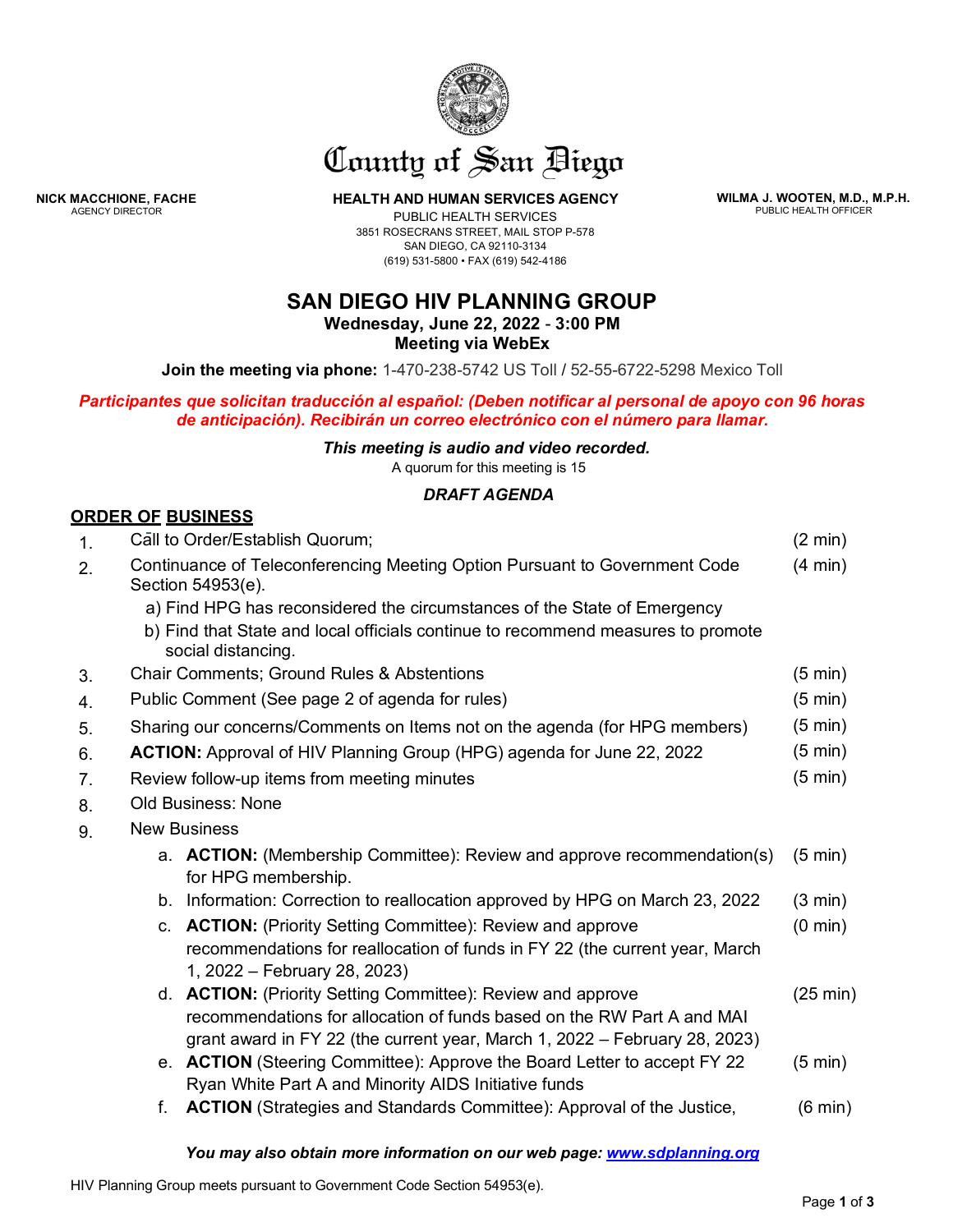# County of San Diego

**NICK MACCHIONE, FACHE**
AGENCY DIRECTOR

**HEALTH AND HUMAN SERVICES AGENCY**
PUBLIC HEALTH SERVICES
3851 ROSECRANS STREET, MAIL STOP P-578
SAN DIEGO, CA 92110-3134
(619) 531-5800 • FAX (619) 542-4186

**WILMA J. WOOTEN, M.D., M.P.H.**
PUBLIC HEALTH OFFICER

## SAN DIEGO HIV PLANNING GROUP

**Wednesday, June 22, 2022 - 3:00 PM**
**Meeting via WebEx**

**Join the meeting via phone:** 1-470-238-5742 US Toll / 52-55-6722-5298 Mexico Toll

***Participantes que solicitan traducción al español: (Deben notificar al personal de apoyo con 96 horas de anticipación). Recibirán un correo electrónico con el número para llamar.***

***This meeting is audio and video recorded.***
A quorum for this meeting is 15

***DRAFT AGENDA***

**ORDER OF BUSINESS**

1. Call to Order/Establish Quorum; (2 min)
2. Continuance of Teleconferencing Meeting Option Pursuant to Government Code Section 54953(e). (4 min)
   a) Find HPG has reconsidered the circumstances of the State of Emergency
   b) Find that State and local officials continue to recommend measures to promote social distancing.
3. Chair Comments; Ground Rules & Abstentions (5 min)
4. Public Comment (See page 2 of agenda for rules) (5 min)
5. Sharing our concerns/Comments on Items not on the agenda (for HPG members) (5 min)
6. **ACTION:** Approval of HIV Planning Group (HPG) agenda for June 22, 2022 (5 min)
7. Review follow-up items from meeting minutes (5 min)
8. Old Business: None
9. New Business
   a. **ACTION:** (Membership Committee): Review and approve recommendation(s) for HPG membership. (5 min)
   b. Information: Correction to reallocation approved by HPG on March 23, 2022 (3 min)
   c. **ACTION:** (Priority Setting Committee): Review and approve recommendations for reallocation of funds in FY 22 (the current year, March 1, 2022 – February 28, 2023) (0 min)
   d. **ACTION:** (Priority Setting Committee): Review and approve recommendations for allocation of funds based on the RW Part A and MAI grant award in FY 22 (the current year, March 1, 2022 – February 28, 2023) (25 min)
   e. **ACTION** (Steering Committee): Approve the Board Letter to accept FY 22 Ryan White Part A and Minority AIDS Initiative funds (5 min)
   f. **ACTION** (Strategies and Standards Committee): Approval of the Justice, (6 min)

***You may also obtain more information on our web page: [www.sdplanning.org](www.sdplanning.org)***

HIV Planning Group meets pursuant to Government Code Section 54953(e).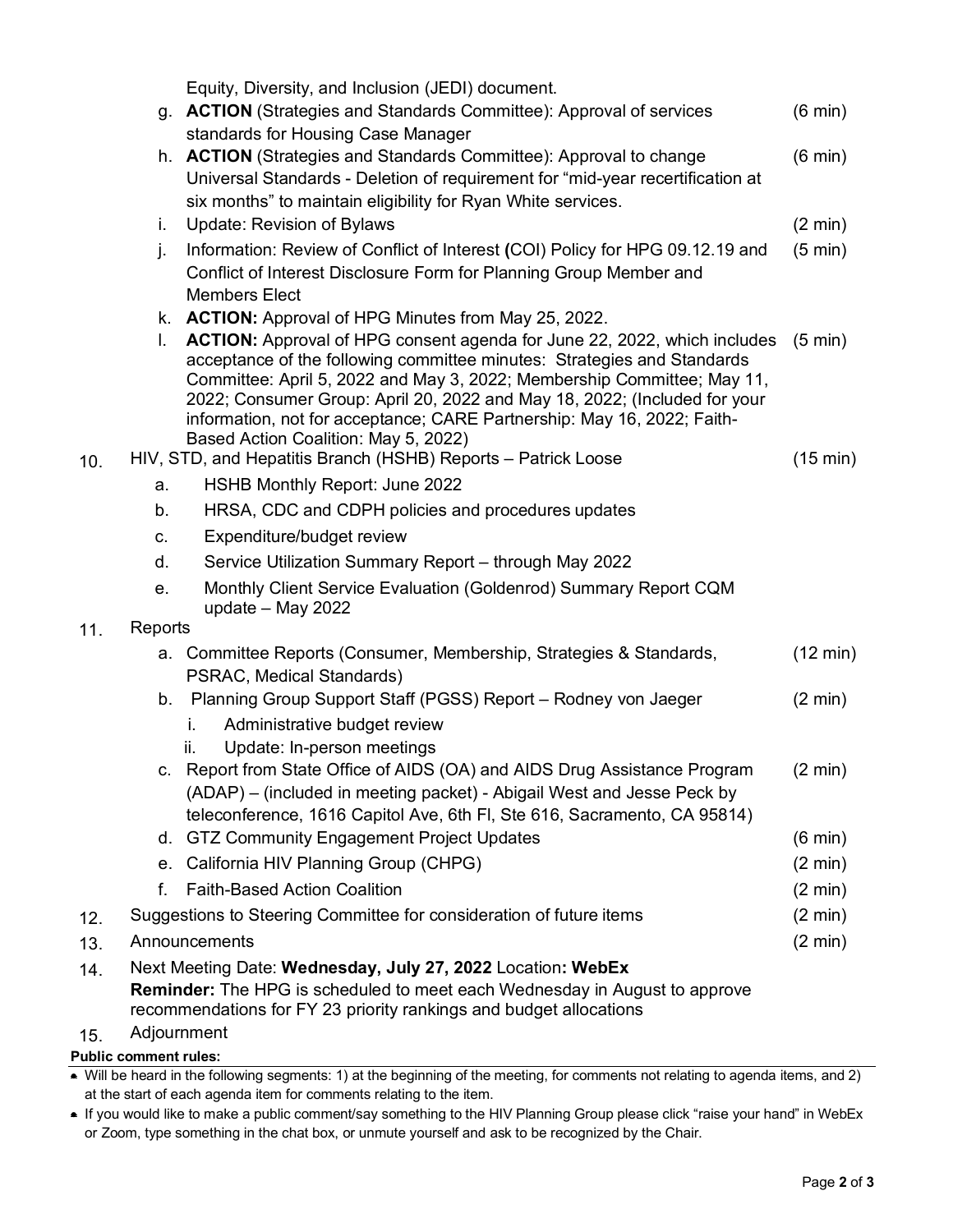Equity, Diversity, and Inclusion (JEDI) document.

g. **ACTION** (Strategies and Standards Committee): Approval of services standards for Housing Case Manager (6 min)

h. **ACTION** (Strategies and Standards Committee): Approval to change Universal Standards - Deletion of requirement for "mid-year recertification at six months" to maintain eligibility for Ryan White services. (6 min)

i. Update: Revision of Bylaws (2 min)

j. Information: Review of Conflict of Interest **(**COI) Policy for HPG 09.12.19 and Conflict of Interest Disclosure Form for Planning Group Member and Members Elect (5 min)

k. **ACTION:** Approval of HPG Minutes from May 25, 2022.

l. **ACTION:** Approval of HPG consent agenda for June 22, 2022, which includes acceptance of the following committee minutes: Strategies and Standards Committee: April 5, 2022 and May 3, 2022; Membership Committee; May 11, 2022; Consumer Group: April 20, 2022 and May 18, 2022; (Included for your information, not for acceptance; CARE Partnership: May 16, 2022; Faith-Based Action Coalition: May 5, 2022) (5 min)

10. HIV, STD, and Hepatitis Branch (HSHB) Reports – Patrick Loose (15 min)
    - a. HSHB Monthly Report: June 2022
    - b. HRSA, CDC and CDPH policies and procedures updates
    - c. Expenditure/budget review
    - d. Service Utilization Summary Report – through May 2022
    - e. Monthly Client Service Evaluation (Goldenrod) Summary Report CQM update – May 2022

11. Reports
    - a. Committee Reports (Consumer, Membership, Strategies & Standards, PSRAC, Medical Standards) (12 min)
    - b. Planning Group Support Staff (PGSS) Report – Rodney von Jaeger (2 min)
      - i. Administrative budget review
      - ii. Update: In-person meetings
    - c. Report from State Office of AIDS (OA) and AIDS Drug Assistance Program (ADAP) – (included in meeting packet) - Abigail West and Jesse Peck by teleconference, 1616 Capitol Ave, 6th Fl, Ste 616, Sacramento, CA 95814) (2 min)
    - d. GTZ Community Engagement Project Updates (6 min)
    - e. California HIV Planning Group (CHPG) (2 min)
    - f. Faith-Based Action Coalition (2 min)

12. Suggestions to Steering Committee for consideration of future items (2 min)

13. Announcements (2 min)

14. Next Meeting Date: **Wednesday, July 27, 2022** Location**: WebEx**
    **Reminder:** The HPG is scheduled to meet each Wednesday in August to approve recommendations for FY 23 priority rankings and budget allocations

15. Adjournment

**Public comment rules:**

- Will be heard in the following segments: 1) at the beginning of the meeting, for comments not relating to agenda items, and 2) at the start of each agenda item for comments relating to the item.
- If you would like to make a public comment/say something to the HIV Planning Group please click "raise your hand" in WebEx or Zoom, type something in the chat box, or unmute yourself and ask to be recognized by the Chair.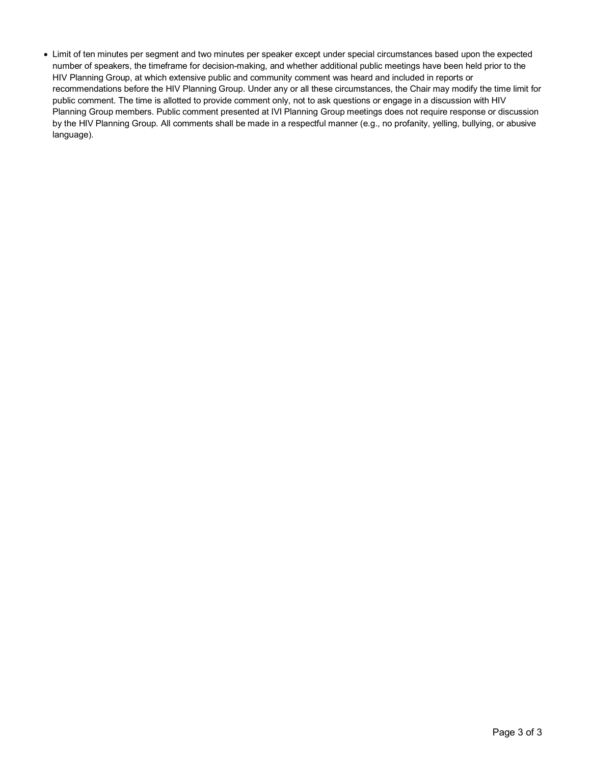- Limit of ten minutes per segment and two minutes per speaker except under special circumstances based upon the expected number of speakers, the timeframe for decision-making, and whether additional public meetings have been held prior to the HIV Planning Group, at which extensive public and community comment was heard and included in reports or recommendations before the HIV Planning Group. Under any or all these circumstances, the Chair may modify the time limit for public comment. The time is allotted to provide comment only, not to ask questions or engage in a discussion with HIV Planning Group members. Public comment presented at IVI Planning Group meetings does not require response or discussion by the HIV Planning Group. All comments shall be made in a respectful manner (e.g., no profanity, yelling, bullying, or abusive language).